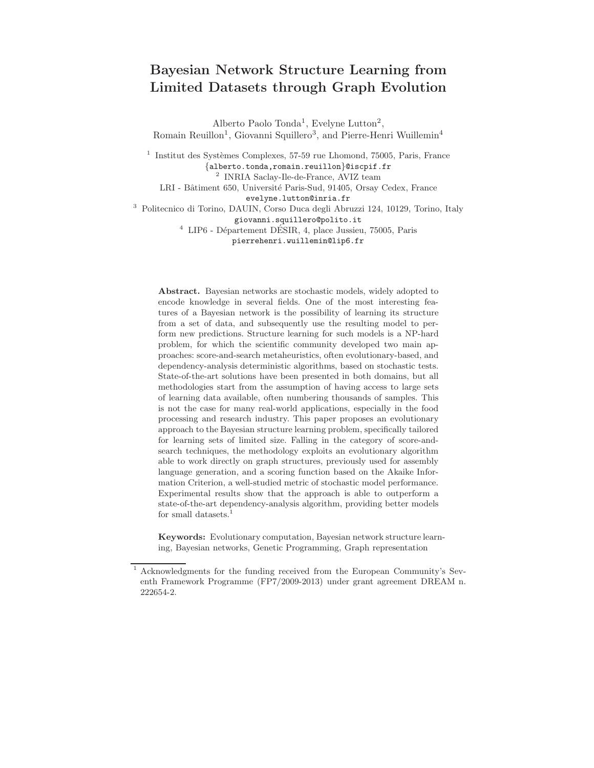# Bayesian Network Structure Learning from Limited Datasets through Graph Evolution

Alberto Paolo Tonda[1], Evelyne Lutton[2],
Romain Reuillon[1], Giovanni Squillero[3], and Pierre-Henri Wuillemin[4]

[1] Institut des Systèmes Complexes, 57-59 rue Lhomond, 75005, Paris, France
{alberto.tonda,romain.reuillon}@iscpif.fr
[2] INRIA Saclay-Ile-de-France, AVIZ team
LRI - Bâtiment 650, Université Paris-Sud, 91405, Orsay Cedex, France
evelyne.lutton@inria.fr
[3] Politecnico di Torino, DAUIN, Corso Duca degli Abruzzi 124, 10129, Torino, Italy
giovanni.squillero@polito.it
[4] LIP6 - Département DÉSIR, 4, place Jussieu, 75005, Paris
pierrehenri.wuillemin@lip6.fr

**Abstract.** Bayesian networks are stochastic models, widely adopted to encode knowledge in several fields. One of the most interesting features of a Bayesian network is the possibility of learning its structure from a set of data, and subsequently use the resulting model to perform new predictions. Structure learning for such models is a NP-hard problem, for which the scientific community developed two main approaches: score-and-search metaheuristics, often evolutionary-based, and dependency-analysis deterministic algorithms, based on stochastic tests. State-of-the-art solutions have been presented in both domains, but all methodologies start from the assumption of having access to large sets of learning data available, often numbering thousands of samples. This is not the case for many real-world applications, especially in the food processing and research industry. This paper proposes an evolutionary approach to the Bayesian structure learning problem, specifically tailored for learning sets of limited size. Falling in the category of score-and-search techniques, the methodology exploits an evolutionary algorithm able to work directly on graph structures, previously used for assembly language generation, and a scoring function based on the Akaike Information Criterion, a well-studied metric of stochastic model performance. Experimental results show that the approach is able to outperform a state-of-the-art dependency-analysis algorithm, providing better models for small datasets.[1]

**Keywords:** Evolutionary computation, Bayesian network structure learning, Bayesian networks, Genetic Programming, Graph representation

[1] Acknowledgments for the funding received from the European Community's Seventh Framework Programme (FP7/2009-2013) under grant agreement DREAM n. 222654-2.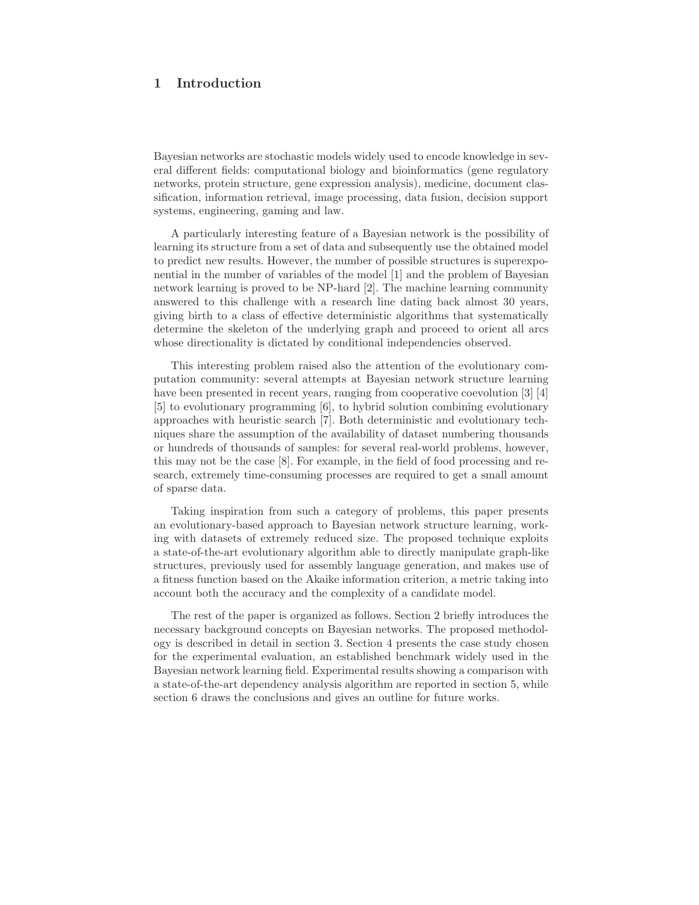## 1 Introduction

Bayesian networks are stochastic models widely used to encode knowledge in several different fields: computational biology and bioinformatics (gene regulatory networks, protein structure, gene expression analysis), medicine, document classification, information retrieval, image processing, data fusion, decision support systems, engineering, gaming and law.

A particularly interesting feature of a Bayesian network is the possibility of learning its structure from a set of data and subsequently use the obtained model to predict new results. However, the number of possible structures is superexponential in the number of variables of the model [1] and the problem of Bayesian network learning is proved to be NP-hard [2]. The machine learning community answered to this challenge with a research line dating back almost 30 years, giving birth to a class of effective deterministic algorithms that systematically determine the skeleton of the underlying graph and proceed to orient all arcs whose directionality is dictated by conditional independencies observed.

This interesting problem raised also the attention of the evolutionary computation community: several attempts at Bayesian network structure learning have been presented in recent years, ranging from cooperative coevolution [3] [4] [5] to evolutionary programming [6], to hybrid solution combining evolutionary approaches with heuristic search [7]. Both deterministic and evolutionary techniques share the assumption of the availability of dataset numbering thousands or hundreds of thousands of samples: for several real-world problems, however, this may not be the case [8]. For example, in the field of food processing and research, extremely time-consuming processes are required to get a small amount of sparse data.

Taking inspiration from such a category of problems, this paper presents an evolutionary-based approach to Bayesian network structure learning, working with datasets of extremely reduced size. The proposed technique exploits a state-of-the-art evolutionary algorithm able to directly manipulate graph-like structures, previously used for assembly language generation, and makes use of a fitness function based on the Akaike information criterion, a metric taking into account both the accuracy and the complexity of a candidate model.

The rest of the paper is organized as follows. Section 2 briefly introduces the necessary background concepts on Bayesian networks. The proposed methodology is described in detail in section 3. Section 4 presents the case study chosen for the experimental evaluation, an established benchmark widely used in the Bayesian network learning field. Experimental results showing a comparison with a state-of-the-art dependency analysis algorithm are reported in section 5, while section 6 draws the conclusions and gives an outline for future works.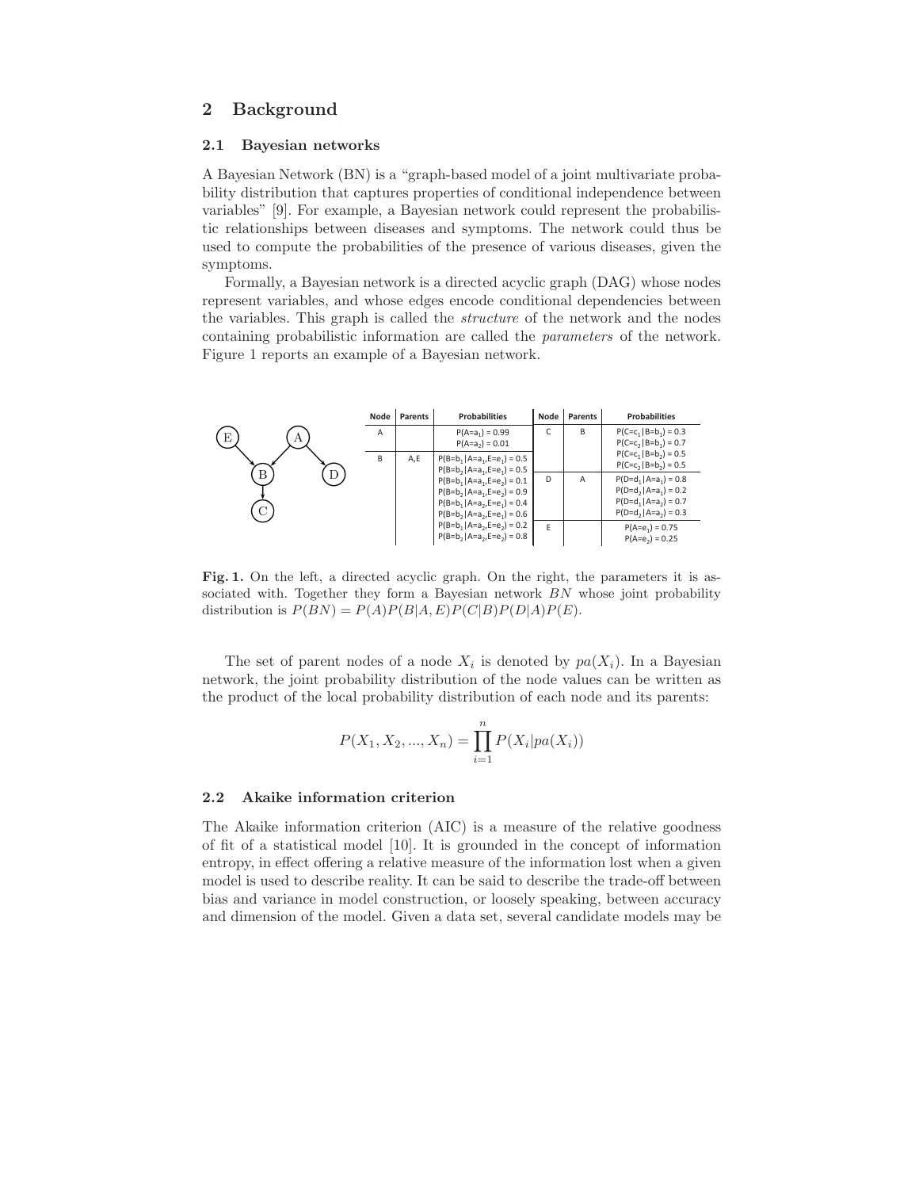## 2 Background

### 2.1 Bayesian networks

A Bayesian Network (BN) is a "graph-based model of a joint multivariate probability distribution that captures properties of conditional independence between variables" [9]. For example, a Bayesian network could represent the probabilistic relationships between diseases and symptoms. The network could thus be used to compute the probabilities of the presence of various diseases, given the symptoms.

Formally, a Bayesian network is a directed acyclic graph (DAG) whose nodes represent variables, and whose edges encode conditional dependencies between the variables. This graph is called the *structure* of the network and the nodes containing probabilistic information are called the *parameters* of the network. Figure 1 reports an example of a Bayesian network.

| Node | Parents | Probabilities | Node | Parents | Probabilities |
|---|---|---|---|---|---|
| A | | $P(A=a_1) = 0.99$<br>$P(A=a_2) = 0.01$ | C | B | $P(C=c_1 \mid B=b_1) = 0.3$<br>$P(C=c_2 \mid B=b_1) = 0.7$<br>$P(C=c_1 \mid B=b_2) = 0.5$<br>$P(C=c_2 \mid B=b_2) = 0.5$ |
| B | A,E | $P(B=b_1 \mid A=a_1,E=e_1) = 0.5$<br>$P(B=b_2 \mid A=a_1,E=e_1) = 0.5$<br>$P(B=b_1 \mid A=a_1,E=e_2) = 0.1$<br>$P(B=b_2 \mid A=a_1,E=e_2) = 0.9$<br>$P(B=b_1 \mid A=a_2,E=e_1) = 0.4$<br>$P(B=b_2 \mid A=a_2,E=e_1) = 0.6$<br>$P(B=b_1 \mid A=a_2,E=e_2) = 0.2$<br>$P(B=b_2 \mid A=a_2,E=e_2) = 0.8$ | D | A | $P(D=d_1 \mid A=a_1) = 0.8$<br>$P(D=d_2 \mid A=a_1) = 0.2$<br>$P(D=d_1 \mid A=a_2) = 0.7$<br>$P(D=d_2 \mid A=a_2) = 0.3$ |
| | | | E | | $P(A=e_1) = 0.75$<br>$P(A=e_2) = 0.25$ |

**Fig. 1.** On the left, a directed acyclic graph. On the right, the parameters it is associated with. Together they form a Bayesian network $BN$ whose joint probability distribution is $P(BN) = P(A)P(B|A,E)P(C|B)P(D|A)P(E)$.

The set of parent nodes of a node $X_i$ is denoted by $pa(X_i)$. In a Bayesian network, the joint probability distribution of the node values can be written as the product of the local probability distribution of each node and its parents:

$$P(X_1, X_2, ..., X_n) = \prod_{i=1}^{n} P(X_i | pa(X_i))$$

### 2.2 Akaike information criterion

The Akaike information criterion (AIC) is a measure of the relative goodness of fit of a statistical model [10]. It is grounded in the concept of information entropy, in effect offering a relative measure of the information lost when a given model is used to describe reality. It can be said to describe the trade-off between bias and variance in model construction, or loosely speaking, between accuracy and dimension of the model. Given a data set, several candidate models may be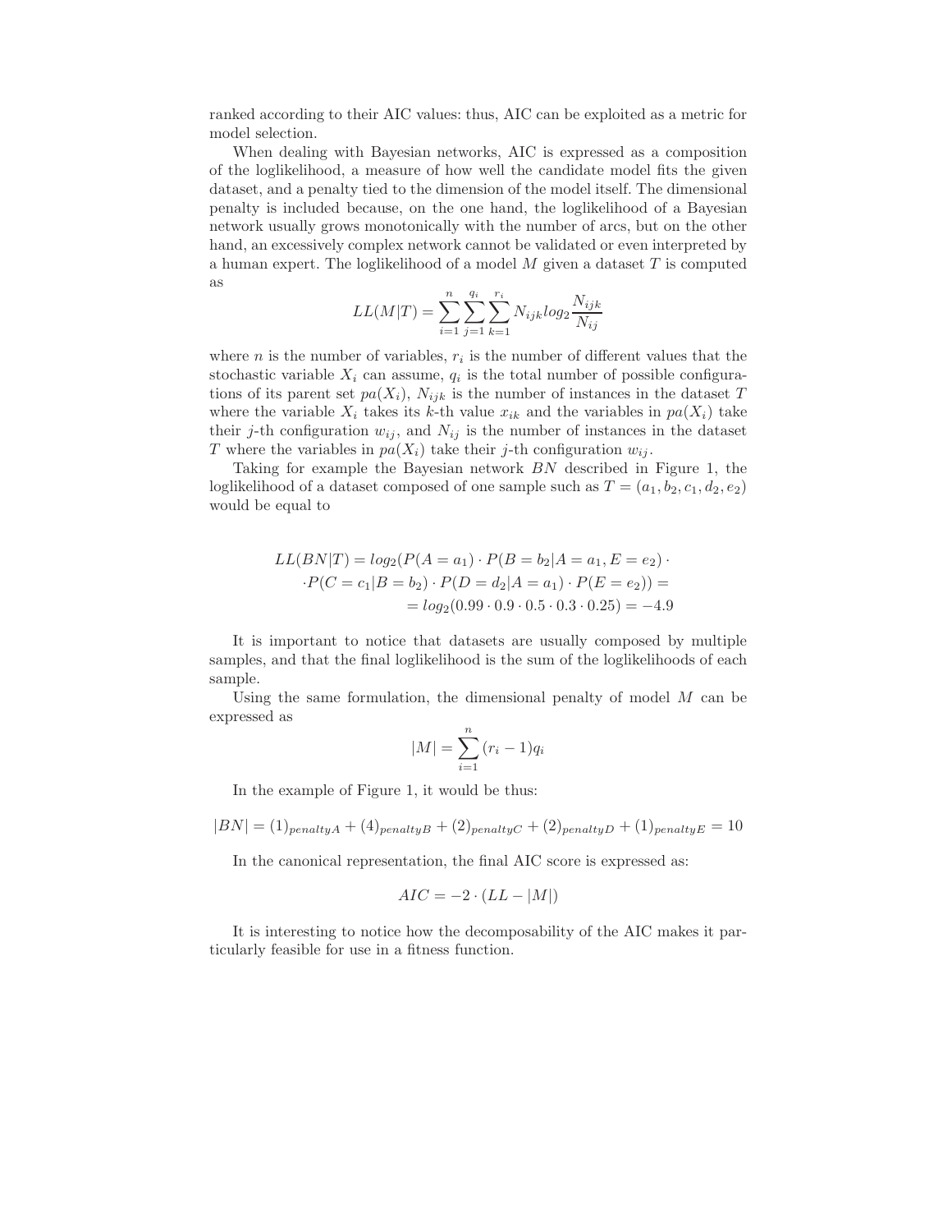ranked according to their AIC values: thus, AIC can be exploited as a metric for model selection.

When dealing with Bayesian networks, AIC is expressed as a composition of the loglikelihood, a measure of how well the candidate model fits the given dataset, and a penalty tied to the dimension of the model itself. The dimensional penalty is included because, on the one hand, the loglikelihood of a Bayesian network usually grows monotonically with the number of arcs, but on the other hand, an excessively complex network cannot be validated or even interpreted by a human expert. The loglikelihood of a model $M$ given a dataset $T$ is computed as

$$LL(M|T) = \sum_{i=1}^{n} \sum_{j=1}^{q_i} \sum_{k=1}^{r_i} N_{ijk} log_2 \frac{N_{ijk}}{N_{ij}}$$

where $n$ is the number of variables, $r_i$ is the number of different values that the stochastic variable $X_i$ can assume, $q_i$ is the total number of possible configurations of its parent set $pa(X_i)$, $N_{ijk}$ is the number of instances in the dataset $T$ where the variable $X_i$ takes its $k$-th value $x_{ik}$ and the variables in $pa(X_i)$ take their $j$-th configuration $w_{ij}$, and $N_{ij}$ is the number of instances in the dataset $T$ where the variables in $pa(X_i)$ take their $j$-th configuration $w_{ij}$.

Taking for example the Bayesian network $BN$ described in Figure 1, the loglikelihood of a dataset composed of one sample such as $T = (a_1, b_2, c_1, d_2, e_2)$ would be equal to

$$\begin{aligned} LL(BN|T) = log_2(P(A = a_1) \cdot P(B = b_2|A = a_1, E = e_2) \cdot \\ \cdot P(C = c_1|B = b_2) \cdot P(D = d_2|A = a_1) \cdot P(E = e_2)) = \\ = log_2(0.99 \cdot 0.9 \cdot 0.5 \cdot 0.3 \cdot 0.25) = -4.9 \end{aligned}$$

It is important to notice that datasets are usually composed by multiple samples, and that the final loglikelihood is the sum of the loglikelihoods of each sample.

Using the same formulation, the dimensional penalty of model $M$ can be expressed as

$$|M| = \sum_{i=1}^{n} (r_i - 1) q_i$$

In the example of Figure 1, it would be thus:

$$|BN| = (1)_{penaltyA} + (4)_{penaltyB} + (2)_{penaltyC} + (2)_{penaltyD} + (1)_{penaltyE} = 10$$

In the canonical representation, the final AIC score is expressed as:

$$AIC = -2 \cdot (LL - |M|)$$

It is interesting to notice how the decomposability of the AIC makes it particularly feasible for use in a fitness function.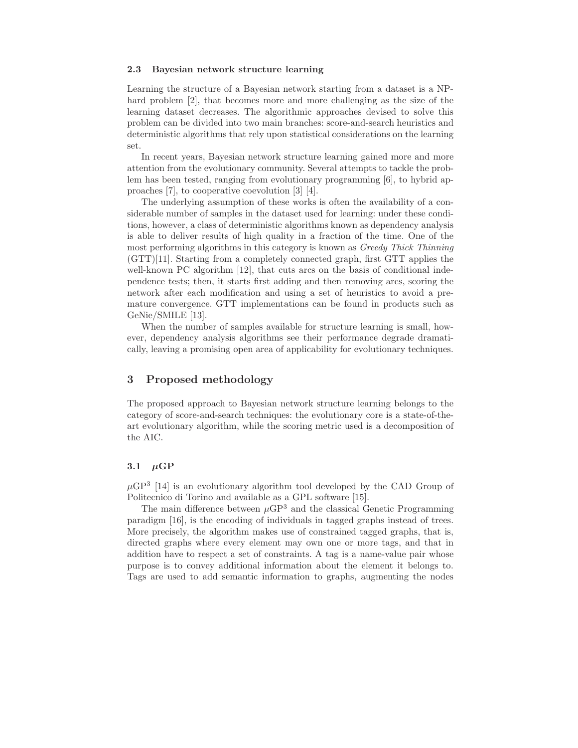### 2.3 Bayesian network structure learning

Learning the structure of a Bayesian network starting from a dataset is a NP-hard problem [2], that becomes more and more challenging as the size of the learning dataset decreases. The algorithmic approaches devised to solve this problem can be divided into two main branches: score-and-search heuristics and deterministic algorithms that rely upon statistical considerations on the learning set.

In recent years, Bayesian network structure learning gained more and more attention from the evolutionary community. Several attempts to tackle the problem has been tested, ranging from evolutionary programming [6], to hybrid approaches [7], to cooperative coevolution [3] [4].

The underlying assumption of these works is often the availability of a considerable number of samples in the dataset used for learning: under these conditions, however, a class of deterministic algorithms known as dependency analysis is able to deliver results of high quality in a fraction of the time. One of the most performing algorithms in this category is known as *Greedy Thick Thinning* (GTT)[11]. Starting from a completely connected graph, first GTT applies the well-known PC algorithm [12], that cuts arcs on the basis of conditional independence tests; then, it starts first adding and then removing arcs, scoring the network after each modification and using a set of heuristics to avoid a premature convergence. GTT implementations can be found in products such as GeNie/SMILE [13].

When the number of samples available for structure learning is small, however, dependency analysis algorithms see their performance degrade dramatically, leaving a promising open area of applicability for evolutionary techniques.

## 3 Proposed methodology

The proposed approach to Bayesian network structure learning belongs to the category of score-and-search techniques: the evolutionary core is a state-of-the-art evolutionary algorithm, while the scoring metric used is a decomposition of the AIC.

### 3.1 $\mu$GP

$\mu\text{GP}^3$ [14] is an evolutionary algorithm tool developed by the CAD Group of Politecnico di Torino and available as a GPL software [15].

The main difference between $\mu\text{GP}^3$ and the classical Genetic Programming paradigm [16], is the encoding of individuals in tagged graphs instead of trees. More precisely, the algorithm makes use of constrained tagged graphs, that is, directed graphs where every element may own one or more tags, and that in addition have to respect a set of constraints. A tag is a name-value pair whose purpose is to convey additional information about the element it belongs to. Tags are used to add semantic information to graphs, augmenting the nodes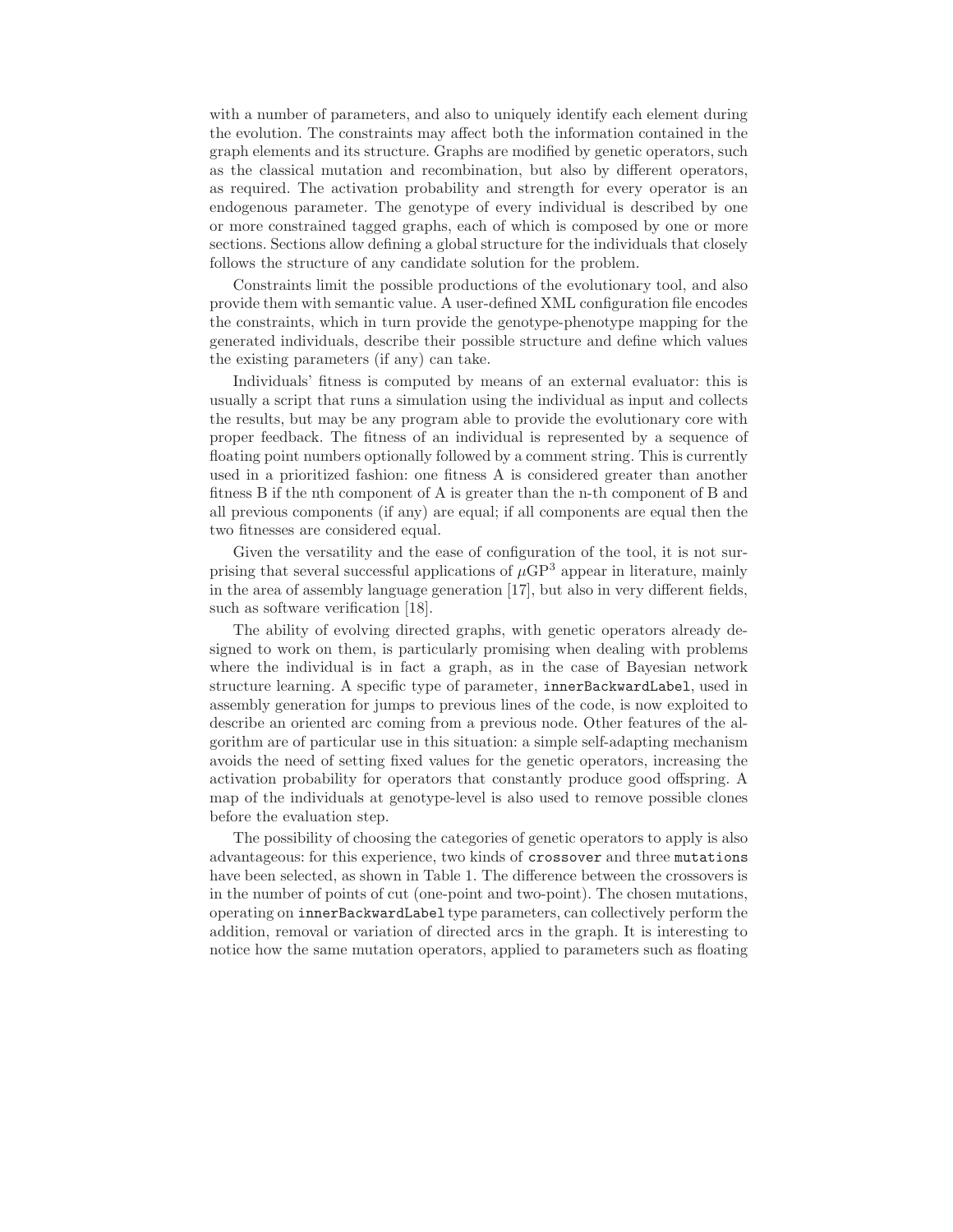with a number of parameters, and also to uniquely identify each element during the evolution. The constraints may affect both the information contained in the graph elements and its structure. Graphs are modified by genetic operators, such as the classical mutation and recombination, but also by different operators, as required. The activation probability and strength for every operator is an endogenous parameter. The genotype of every individual is described by one or more constrained tagged graphs, each of which is composed by one or more sections. Sections allow defining a global structure for the individuals that closely follows the structure of any candidate solution for the problem.

Constraints limit the possible productions of the evolutionary tool, and also provide them with semantic value. A user-defined XML configuration file encodes the constraints, which in turn provide the genotype-phenotype mapping for the generated individuals, describe their possible structure and define which values the existing parameters (if any) can take.

Individuals' fitness is computed by means of an external evaluator: this is usually a script that runs a simulation using the individual as input and collects the results, but may be any program able to provide the evolutionary core with proper feedback. The fitness of an individual is represented by a sequence of floating point numbers optionally followed by a comment string. This is currently used in a prioritized fashion: one fitness A is considered greater than another fitness B if the nth component of A is greater than the n-th component of B and all previous components (if any) are equal; if all components are equal then the two fitnesses are considered equal.

Given the versatility and the ease of configuration of the tool, it is not surprising that several successful applications of $\mu$GP$^3$ appear in literature, mainly in the area of assembly language generation [17], but also in very different fields, such as software verification [18].

The ability of evolving directed graphs, with genetic operators already designed to work on them, is particularly promising when dealing with problems where the individual is in fact a graph, as in the case of Bayesian network structure learning. A specific type of parameter, `innerBackwardLabel`, used in assembly generation for jumps to previous lines of the code, is now exploited to describe an oriented arc coming from a previous node. Other features of the algorithm are of particular use in this situation: a simple self-adapting mechanism avoids the need of setting fixed values for the genetic operators, increasing the activation probability for operators that constantly produce good offspring. A map of the individuals at genotype-level is also used to remove possible clones before the evaluation step.

The possibility of choosing the categories of genetic operators to apply is also advantageous: for this experience, two kinds of `crossover` and three `mutations` have been selected, as shown in Table 1. The difference between the crossovers is in the number of points of cut (one-point and two-point). The chosen mutations, operating on `innerBackwardLabel` type parameters, can collectively perform the addition, removal or variation of directed arcs in the graph. It is interesting to notice how the same mutation operators, applied to parameters such as floating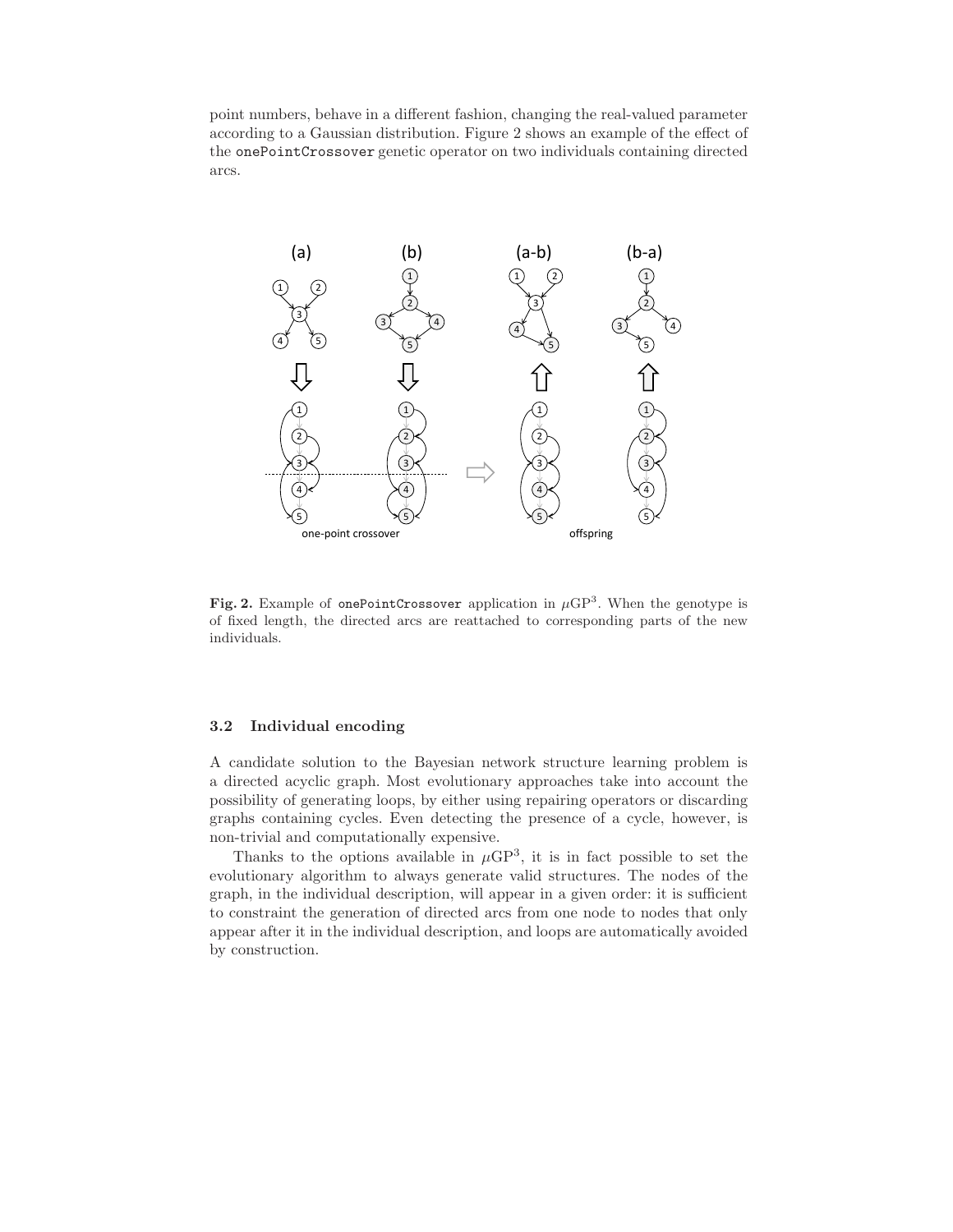point numbers, behave in a different fashion, changing the real-valued parameter according to a Gaussian distribution. Figure 2 shows an example of the effect of the onePointCrossover genetic operator on two individuals containing directed arcs.

**Fig. 2.** Example of onePointCrossover application in $\mu$GP$^3$. When the genotype is of fixed length, the directed arcs are reattached to corresponding parts of the new individuals.

### 3.2 Individual encoding

A candidate solution to the Bayesian network structure learning problem is a directed acyclic graph. Most evolutionary approaches take into account the possibility of generating loops, by either using repairing operators or discarding graphs containing cycles. Even detecting the presence of a cycle, however, is non-trivial and computationally expensive.

Thanks to the options available in $\mu$GP$^3$, it is in fact possible to set the evolutionary algorithm to always generate valid structures. The nodes of the graph, in the individual description, will appear in a given order: it is sufficient to constraint the generation of directed arcs from one node to nodes that only appear after it in the individual description, and loops are automatically avoided by construction.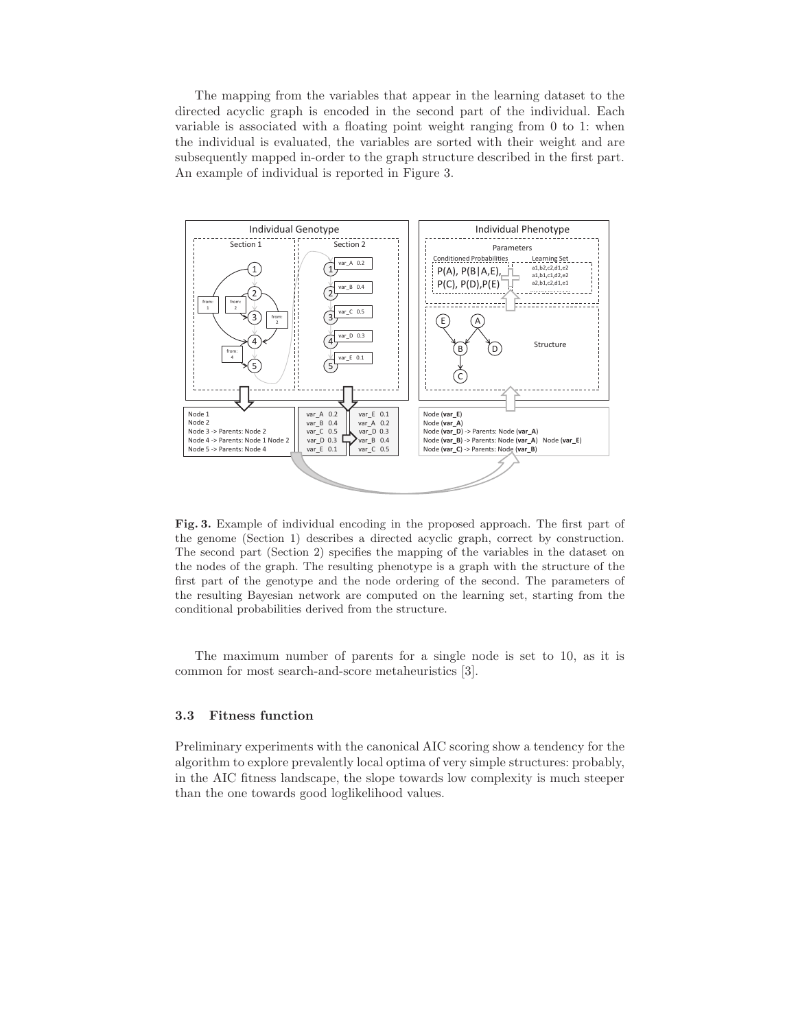The mapping from the variables that appear in the learning dataset to the directed acyclic graph is encoded in the second part of the individual. Each variable is associated with a floating point weight ranging from 0 to 1: when the individual is evaluated, the variables are sorted with their weight and are subsequently mapped in-order to the graph structure described in the first part. An example of individual is reported in Figure 3.

**Fig. 3.** Example of individual encoding in the proposed approach. The first part of the genome (Section 1) describes a directed acyclic graph, correct by construction. The second part (Section 2) specifies the mapping of the variables in the dataset on the nodes of the graph. The resulting phenotype is a graph with the structure of the first part of the genotype and the node ordering of the second. The parameters of the resulting Bayesian network are computed on the learning set, starting from the conditional probabilities derived from the structure.

The maximum number of parents for a single node is set to 10, as it is common for most search-and-score metaheuristics [3].

### 3.3 Fitness function

Preliminary experiments with the canonical AIC scoring show a tendency for the algorithm to explore prevalently local optima of very simple structures: probably, in the AIC fitness landscape, the slope towards low complexity is much steeper than the one towards good loglikelihood values.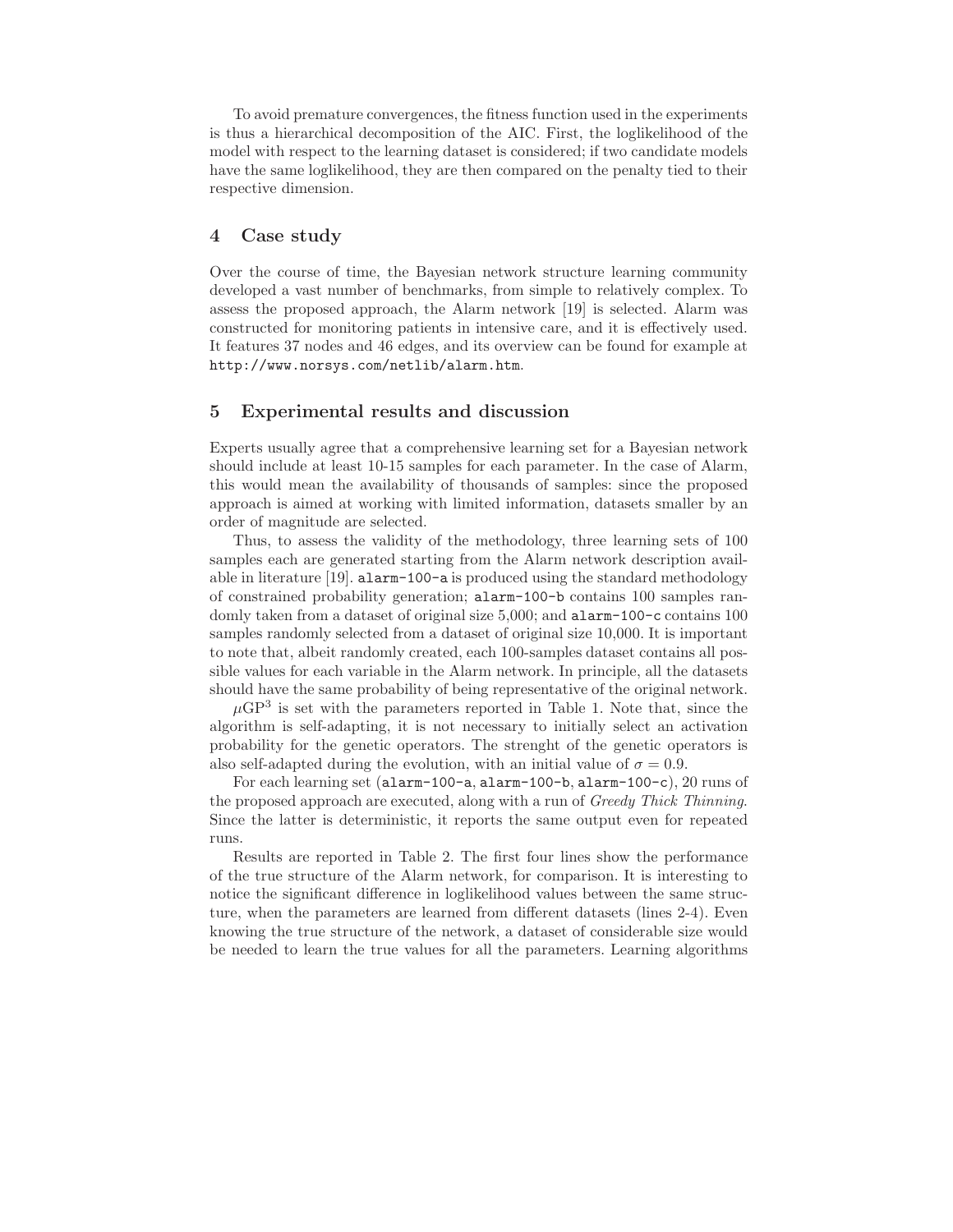To avoid premature convergences, the fitness function used in the experiments is thus a hierarchical decomposition of the AIC. First, the loglikelihood of the model with respect to the learning dataset is considered; if two candidate models have the same loglikelihood, they are then compared on the penalty tied to their respective dimension.

## 4 Case study

Over the course of time, the Bayesian network structure learning community developed a vast number of benchmarks, from simple to relatively complex. To assess the proposed approach, the Alarm network [19] is selected. Alarm was constructed for monitoring patients in intensive care, and it is effectively used. It features 37 nodes and 46 edges, and its overview can be found for example at `http://www.norsys.com/netlib/alarm.htm`.

## 5 Experimental results and discussion

Experts usually agree that a comprehensive learning set for a Bayesian network should include at least 10-15 samples for each parameter. In the case of Alarm, this would mean the availability of thousands of samples: since the proposed approach is aimed at working with limited information, datasets smaller by an order of magnitude are selected.

Thus, to assess the validity of the methodology, three learning sets of 100 samples each are generated starting from the Alarm network description available in literature [19]. `alarm-100-a` is produced using the standard methodology of constrained probability generation; `alarm-100-b` contains 100 samples randomly taken from a dataset of original size 5,000; and `alarm-100-c` contains 100 samples randomly selected from a dataset of original size 10,000. It is important to note that, albeit randomly created, each 100-samples dataset contains all possible values for each variable in the Alarm network. In principle, all the datasets should have the same probability of being representative of the original network.

$\mu$GP$^3$ is set with the parameters reported in Table 1. Note that, since the algorithm is self-adapting, it is not necessary to initially select an activation probability for the genetic operators. The strenght of the genetic operators is also self-adapted during the evolution, with an initial value of $\sigma = 0.9$.

For each learning set (`alarm-100-a`, `alarm-100-b`, `alarm-100-c`), 20 runs of the proposed approach are executed, along with a run of *Greedy Thick Thinning*. Since the latter is deterministic, it reports the same output even for repeated runs.

Results are reported in Table 2. The first four lines show the performance of the true structure of the Alarm network, for comparison. It is interesting to notice the significant difference in loglikelihood values between the same structure, when the parameters are learned from different datasets (lines 2-4). Even knowing the true structure of the network, a dataset of considerable size would be needed to learn the true values for all the parameters. Learning algorithms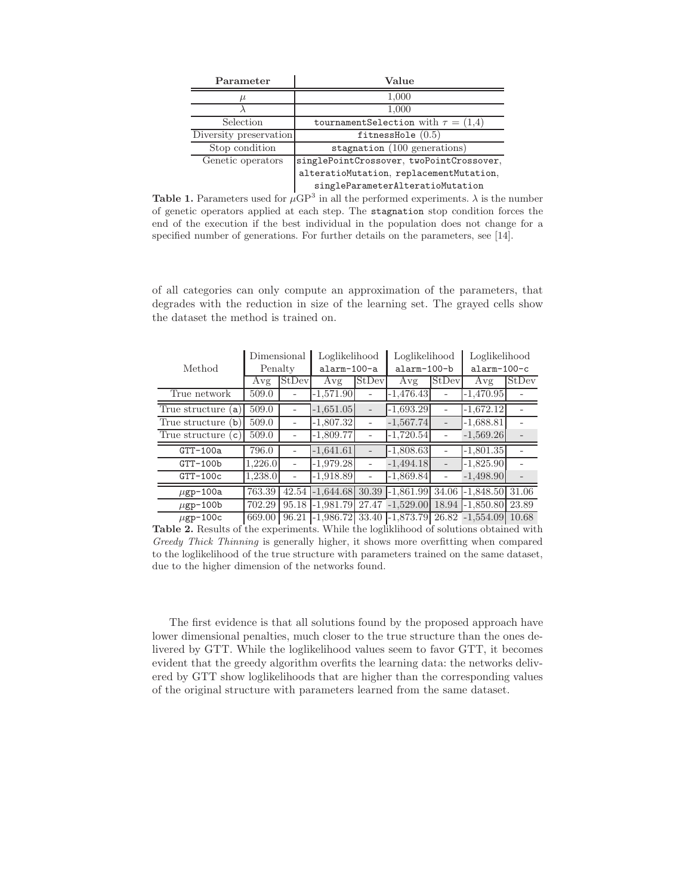| Parameter | Value |
|---|---|
| $\mu$ | 1,000 |
| $\lambda$ | 1,000 |
| Selection | `tournamentSelection` with $\tau = (1{,}4)$ |
| Diversity preservation | `fitnessHole` (0.5) |
| Stop condition | `stagnation` (100 generations) |
| Genetic operators | `singlePointCrossover`, `twoPointCrossover`, `alteratioMutation`, `replacementMutation`, `singleParameterAlteratioMutation` |

**Table 1.** Parameters used for $\mu$GP$^3$ in all the performed experiments. $\lambda$ is the number of genetic operators applied at each step. The `stagnation` stop condition forces the end of the execution if the best individual in the population does not change for a specified number of generations. For further details on the parameters, see [14].

of all categories can only compute an approximation of the parameters, that degrades with the reduction in size of the learning set. The grayed cells show the dataset the method is trained on.

| Method | Dimensional Penalty | | Loglikelihood `alarm-100-a` | | Loglikelihood `alarm-100-b` | | Loglikelihood `alarm-100-c` | |
|---|---|---|---|---|---|---|---|---|
| | Avg | StDev | Avg | StDev | Avg | StDev | Avg | StDev |
| True network | 509.0 | - | -1,571.90 | - | -1,476.43 | - | -1,470.95 | - |
| True structure (`a`) | 509.0 | - | -1,651.05 | - | -1,693.29 | - | -1,672.12 | - |
| True structure (`b`) | 509.0 | - | -1,807.32 | - | -1,567.74 | - | -1,688.81 | - |
| True structure (`c`) | 509.0 | - | -1,809.77 | - | -1,720.54 | - | -1,569.26 | - |
| `GTT-100a` | 796.0 | - | -1,641.61 | - | -1,808.63 | - | -1,801.35 | - |
| `GTT-100b` | 1,226.0 | - | -1,979.28 | - | -1,494.18 | - | -1,825.90 | - |
| `GTT-100c` | 1,238.0 | - | -1,918.89 | - | -1,869.84 | - | -1,498.90 | - |
| $\mu$`gp-100a` | 763.39 | 42.54 | -1,644.68 | 30.39 | -1,861.99 | 34.06 | -1,848.50 | 31.06 |
| $\mu$`gp-100b` | 702.29 | 95.18 | -1,981.79 | 27.47 | -1,529.00 | 18.94 | -1,850.80 | 23.89 |
| $\mu$`gp-100c` | 669.00 | 96.21 | -1,986.72 | 33.40 | -1,873.79 | 26.82 | -1,554.09 | 10.68 |

**Table 2.** Results of the experiments. While the logliklihood of solutions obtained with *Greedy Thick Thinning* is generally higher, it shows more overfitting when compared to the loglikelihood of the true structure with parameters trained on the same dataset, due to the higher dimension of the networks found.

The first evidence is that all solutions found by the proposed approach have lower dimensional penalties, much closer to the true structure than the ones delivered by GTT. While the loglikelihood values seem to favor GTT, it becomes evident that the greedy algorithm overfits the learning data: the networks delivered by GTT show loglikelihoods that are higher than the corresponding values of the original structure with parameters learned from the same dataset.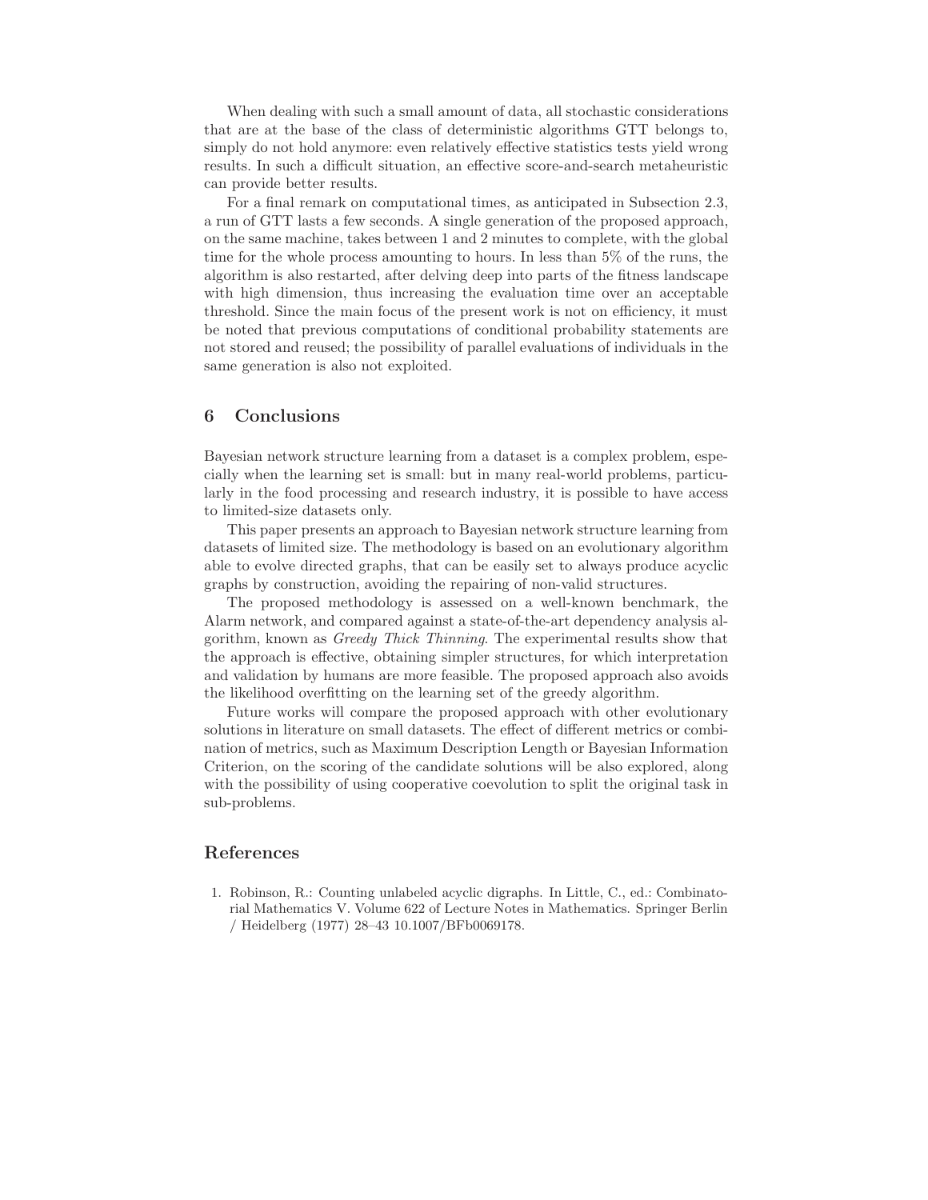When dealing with such a small amount of data, all stochastic considerations that are at the base of the class of deterministic algorithms GTT belongs to, simply do not hold anymore: even relatively effective statistics tests yield wrong results. In such a difficult situation, an effective score-and-search metaheuristic can provide better results.

For a final remark on computational times, as anticipated in Subsection 2.3, a run of GTT lasts a few seconds. A single generation of the proposed approach, on the same machine, takes between 1 and 2 minutes to complete, with the global time for the whole process amounting to hours. In less than 5% of the runs, the algorithm is also restarted, after delving deep into parts of the fitness landscape with high dimension, thus increasing the evaluation time over an acceptable threshold. Since the main focus of the present work is not on efficiency, it must be noted that previous computations of conditional probability statements are not stored and reused; the possibility of parallel evaluations of individuals in the same generation is also not exploited.

## 6 Conclusions

Bayesian network structure learning from a dataset is a complex problem, especially when the learning set is small: but in many real-world problems, particularly in the food processing and research industry, it is possible to have access to limited-size datasets only.

This paper presents an approach to Bayesian network structure learning from datasets of limited size. The methodology is based on an evolutionary algorithm able to evolve directed graphs, that can be easily set to always produce acyclic graphs by construction, avoiding the repairing of non-valid structures.

The proposed methodology is assessed on a well-known benchmark, the Alarm network, and compared against a state-of-the-art dependency analysis algorithm, known as *Greedy Thick Thinning*. The experimental results show that the approach is effective, obtaining simpler structures, for which interpretation and validation by humans are more feasible. The proposed approach also avoids the likelihood overfitting on the learning set of the greedy algorithm.

Future works will compare the proposed approach with other evolutionary solutions in literature on small datasets. The effect of different metrics or combination of metrics, such as Maximum Description Length or Bayesian Information Criterion, on the scoring of the candidate solutions will be also explored, along with the possibility of using cooperative coevolution to split the original task in sub-problems.

## References

1. Robinson, R.: Counting unlabeled acyclic digraphs. In Little, C., ed.: Combinatorial Mathematics V. Volume 622 of Lecture Notes in Mathematics. Springer Berlin / Heidelberg (1977) 28–43 10.1007/BFb0069178.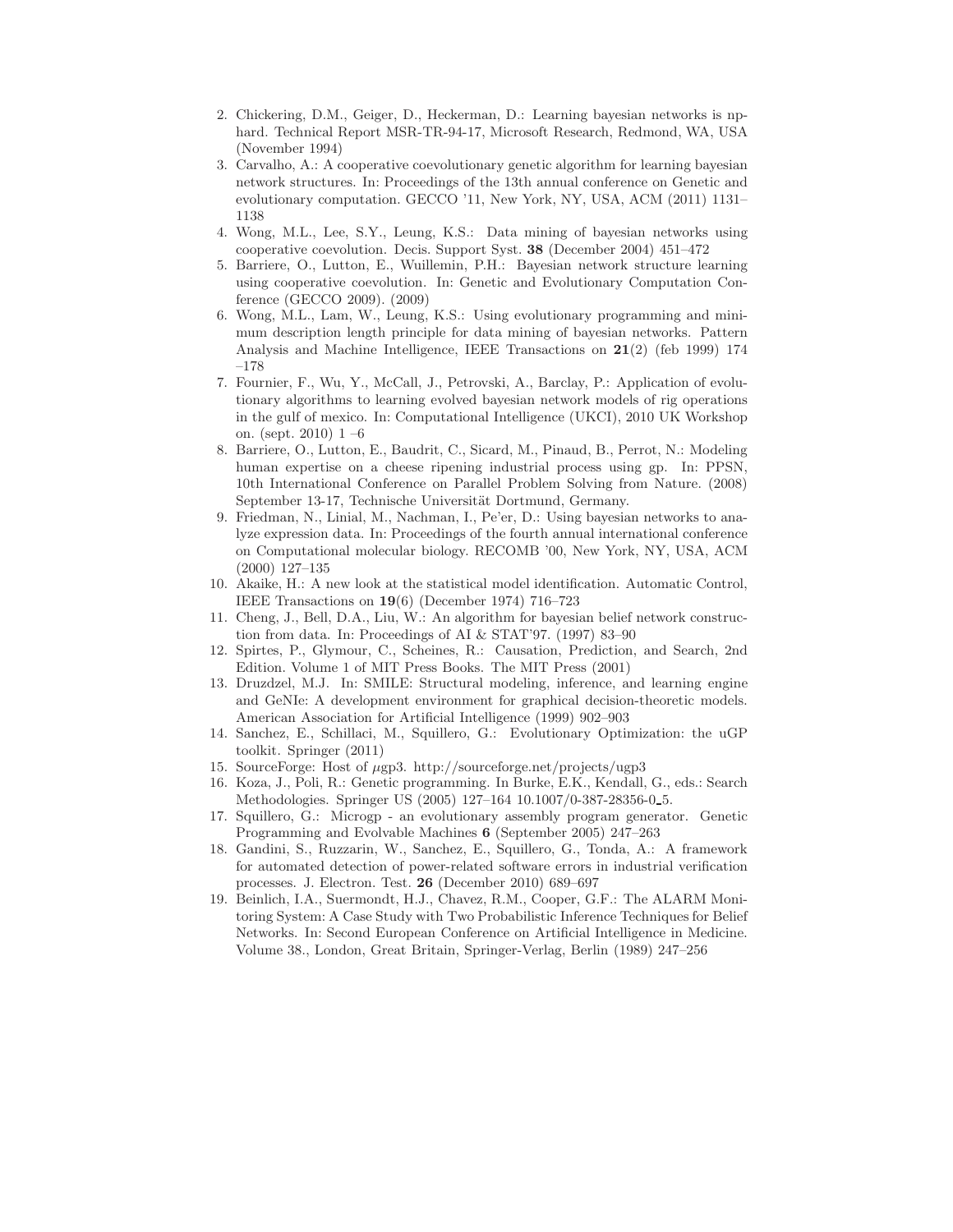2. Chickering, D.M., Geiger, D., Heckerman, D.: Learning bayesian networks is np-hard. Technical Report MSR-TR-94-17, Microsoft Research, Redmond, WA, USA (November 1994)
3. Carvalho, A.: A cooperative coevolutionary genetic algorithm for learning bayesian network structures. In: Proceedings of the 13th annual conference on Genetic and evolutionary computation. GECCO '11, New York, NY, USA, ACM (2011) 1131–1138
4. Wong, M.L., Lee, S.Y., Leung, K.S.: Data mining of bayesian networks using cooperative coevolution. Decis. Support Syst. **38** (December 2004) 451–472
5. Barriere, O., Lutton, E., Wuillemin, P.H.: Bayesian network structure learning using cooperative coevolution. In: Genetic and Evolutionary Computation Conference (GECCO 2009). (2009)
6. Wong, M.L., Lam, W., Leung, K.S.: Using evolutionary programming and minimum description length principle for data mining of bayesian networks. Pattern Analysis and Machine Intelligence, IEEE Transactions on **21**(2) (feb 1999) 174 –178
7. Fournier, F., Wu, Y., McCall, J., Petrovski, A., Barclay, P.: Application of evolutionary algorithms to learning evolved bayesian network models of rig operations in the gulf of mexico. In: Computational Intelligence (UKCI), 2010 UK Workshop on. (sept. 2010) 1 –6
8. Barriere, O., Lutton, E., Baudrit, C., Sicard, M., Pinaud, B., Perrot, N.: Modeling human expertise on a cheese ripening industrial process using gp. In: PPSN, 10th International Conference on Parallel Problem Solving from Nature. (2008) September 13-17, Technische Universität Dortmund, Germany.
9. Friedman, N., Linial, M., Nachman, I., Pe'er, D.: Using bayesian networks to analyze expression data. In: Proceedings of the fourth annual international conference on Computational molecular biology. RECOMB '00, New York, NY, USA, ACM (2000) 127–135
10. Akaike, H.: A new look at the statistical model identification. Automatic Control, IEEE Transactions on **19**(6) (December 1974) 716–723
11. Cheng, J., Bell, D.A., Liu, W.: An algorithm for bayesian belief network construction from data. In: Proceedings of AI & STAT'97. (1997) 83–90
12. Spirtes, P., Glymour, C., Scheines, R.: Causation, Prediction, and Search, 2nd Edition. Volume 1 of MIT Press Books. The MIT Press (2001)
13. Druzdzel, M.J. In: SMILE: Structural modeling, inference, and learning engine and GeNIe: A development environment for graphical decision-theoretic models. American Association for Artificial Intelligence (1999) 902–903
14. Sanchez, E., Schillaci, M., Squillero, G.: Evolutionary Optimization: the uGP toolkit. Springer (2011)
15. SourceForge: Host of $\mu$gp3. http://sourceforge.net/projects/ugp3
16. Koza, J., Poli, R.: Genetic programming. In Burke, E.K., Kendall, G., eds.: Search Methodologies. Springer US (2005) 127–164 10.1007/0-387-28356-0_5.
17. Squillero, G.: Microgp - an evolutionary assembly program generator. Genetic Programming and Evolvable Machines **6** (September 2005) 247–263
18. Gandini, S., Ruzzarin, W., Sanchez, E., Squillero, G., Tonda, A.: A framework for automated detection of power-related software errors in industrial verification processes. J. Electron. Test. **26** (December 2010) 689–697
19. Beinlich, I.A., Suermondt, H.J., Chavez, R.M., Cooper, G.F.: The ALARM Monitoring System: A Case Study with Two Probabilistic Inference Techniques for Belief Networks. In: Second European Conference on Artificial Intelligence in Medicine. Volume 38., London, Great Britain, Springer-Verlag, Berlin (1989) 247–256